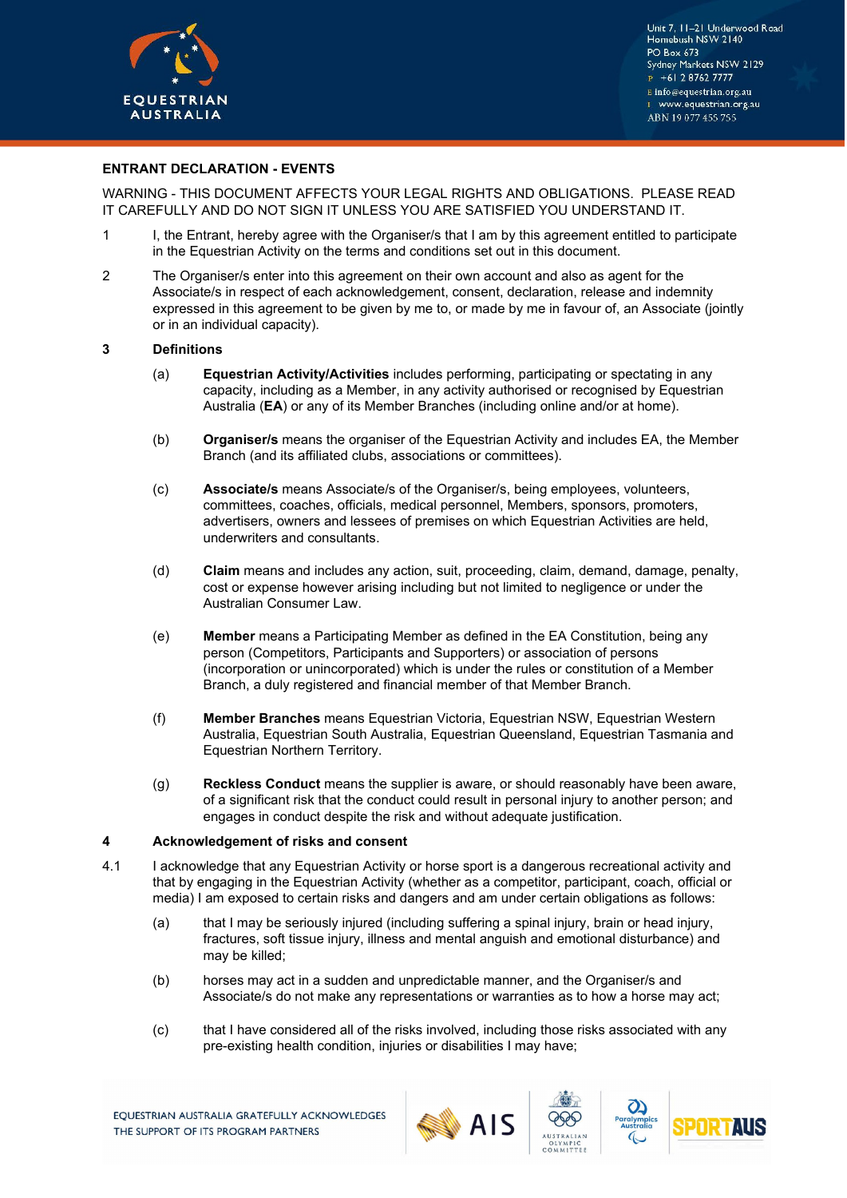## ENTRANT DECLARATION - EVENTS

WARNING - THIS DOCUMENT AFFECTS YOUR LEGAL RIGHTS AND OBLIGATIONS. PLEASE READ IT CAREFULLY AND DO NOT SIGN IT UNLESS YOU ARE SATISFIED YOU UNDERSTAND IT.

1 I, the Entrant, hereby agree with the Organiser/s that I am by this agreement entitled to participate in the Equestrian Activity on the terms and conditions set out in this document.

2 The Organiser/s enter into this agreement on their own account and also as agent for the Associate/s in respect of each acknowledgement, consent, declaration, release and indemnity expressed in this agreement to be given by me to, or made by me in favour of, an Associate (jointly or in an individual capacity).

### 3 Definitions

(a) **Equestrian Activity/Activities** includes performing, participating or spectating in any capacity, including as a Member, in any activity authorised or recognised by Equestrian Australia (**EA**) or any of its Member Branches (including online and/or at home).

(b) **Organiser/s** means the organiser of the Equestrian Activity and includes EA, the Member Branch (and its affiliated clubs, associations or committees).

(c) **Associate/s** means Associate/s of the Organiser/s, being employees, volunteers, committees, coaches, officials, medical personnel, Members, sponsors, promoters, advertisers, owners and lessees of premises on which Equestrian Activities are held, underwriters and consultants.

(d) **Claim** means and includes any action, suit, proceeding, claim, demand, damage, penalty, cost or expense however arising including but not limited to negligence or under the Australian Consumer Law.

(e) **Member** means a Participating Member as defined in the EA Constitution, being any person (Competitors, Participants and Supporters) or association of persons (incorporation or unincorporated) which is under the rules or constitution of a Member Branch, a duly registered and financial member of that Member Branch.

(f) **Member Branches** means Equestrian Victoria, Equestrian NSW, Equestrian Western Australia, Equestrian South Australia, Equestrian Queensland, Equestrian Tasmania and Equestrian Northern Territory.

(g) **Reckless Conduct** means the supplier is aware, or should reasonably have been aware, of a significant risk that the conduct could result in personal injury to another person; and engages in conduct despite the risk and without adequate justification.

### 4 Acknowledgement of risks and consent

4.1 I acknowledge that any Equestrian Activity or horse sport is a dangerous recreational activity and that by engaging in the Equestrian Activity (whether as a competitor, participant, coach, official or media) I am exposed to certain risks and dangers and am under certain obligations as follows:

(a) that I may be seriously injured (including suffering a spinal injury, brain or head injury, fractures, soft tissue injury, illness and mental anguish and emotional disturbance) and may be killed;

(b) horses may act in a sudden and unpredictable manner, and the Organiser/s and Associate/s do not make any representations or warranties as to how a horse may act;

(c) that I have considered all of the risks involved, including those risks associated with any pre-existing health condition, injuries or disabilities I may have;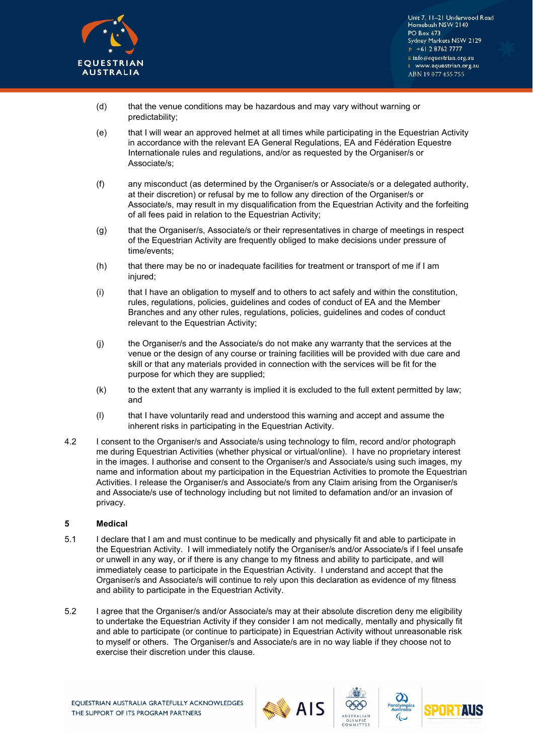(d) that the venue conditions may be hazardous and may vary without warning or predictability;

(e) that I will wear an approved helmet at all times while participating in the Equestrian Activity in accordance with the relevant EA General Regulations, EA and Fédération Equestre Internationale rules and regulations, and/or as requested by the Organiser/s or Associate/s;

(f) any misconduct (as determined by the Organiser/s or Associate/s or a delegated authority, at their discretion) or refusal by me to follow any direction of the Organiser/s or Associate/s, may result in my disqualification from the Equestrian Activity and the forfeiting of all fees paid in relation to the Equestrian Activity;

(g) that the Organiser/s, Associate/s or their representatives in charge of meetings in respect of the Equestrian Activity are frequently obliged to make decisions under pressure of time/events;

(h) that there may be no or inadequate facilities for treatment or transport of me if I am injured;

(i) that I have an obligation to myself and to others to act safely and within the constitution, rules, regulations, policies, guidelines and codes of conduct of EA and the Member Branches and any other rules, regulations, policies, guidelines and codes of conduct relevant to the Equestrian Activity;

(j) the Organiser/s and the Associate/s do not make any warranty that the services at the venue or the design of any course or training facilities will be provided with due care and skill or that any materials provided in connection with the services will be fit for the purpose for which they are supplied;

(k) to the extent that any warranty is implied it is excluded to the full extent permitted by law; and

(l) that I have voluntarily read and understood this warning and accept and assume the inherent risks in participating in the Equestrian Activity.

4.2 I consent to the Organiser/s and Associate/s using technology to film, record and/or photograph me during Equestrian Activities (whether physical or virtual/online). I have no proprietary interest in the images. I authorise and consent to the Organiser/s and Associate/s using such images, my name and information about my participation in the Equestrian Activities to promote the Equestrian Activities. I release the Organiser/s and Associate/s from any Claim arising from the Organiser/s and Associate/s use of technology including but not limited to defamation and/or an invasion of privacy.

## 5 Medical

5.1 I declare that I am and must continue to be medically and physically fit and able to participate in the Equestrian Activity. I will immediately notify the Organiser/s and/or Associate/s if I feel unsafe or unwell in any way, or if there is any change to my fitness and ability to participate, and will immediately cease to participate in the Equestrian Activity. I understand and accept that the Organiser/s and Associate/s will continue to rely upon this declaration as evidence of my fitness and ability to participate in the Equestrian Activity.

5.2 I agree that the Organiser/s and/or Associate/s may at their absolute discretion deny me eligibility to undertake the Equestrian Activity if they consider I am not medically, mentally and physically fit and able to participate (or continue to participate) in Equestrian Activity without unreasonable risk to myself or others. The Organiser/s and Associate/s are in no way liable if they choose not to exercise their discretion under this clause.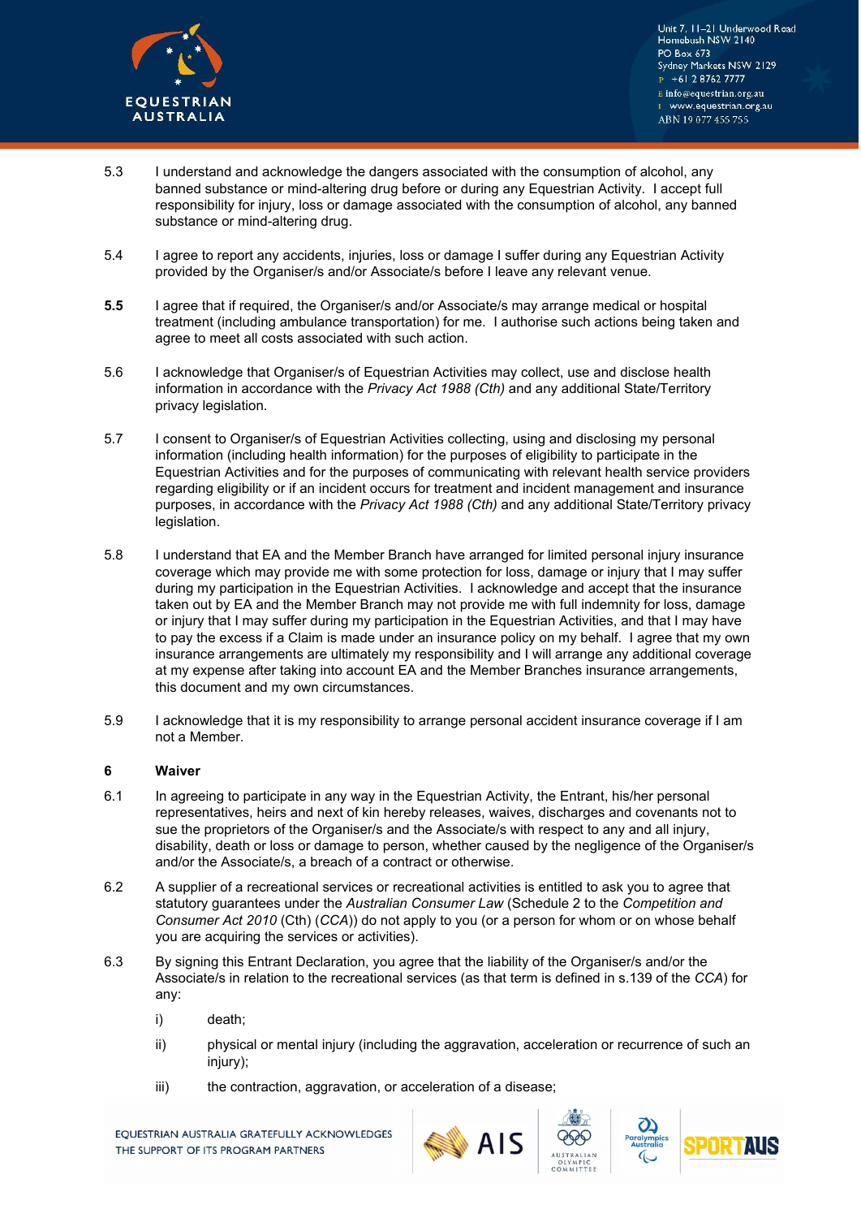5.3 I understand and acknowledge the dangers associated with the consumption of alcohol, any banned substance or mind-altering drug before or during any Equestrian Activity. I accept full responsibility for injury, loss or damage associated with the consumption of alcohol, any banned substance or mind-altering drug.

5.4 I agree to report any accidents, injuries, loss or damage I suffer during any Equestrian Activity provided by the Organiser/s and/or Associate/s before I leave any relevant venue.

**5.5** I agree that if required, the Organiser/s and/or Associate/s may arrange medical or hospital treatment (including ambulance transportation) for me. I authorise such actions being taken and agree to meet all costs associated with such action.

5.6 I acknowledge that Organiser/s of Equestrian Activities may collect, use and disclose health information in accordance with the *Privacy Act 1988 (Cth)* and any additional State/Territory privacy legislation.

5.7 I consent to Organiser/s of Equestrian Activities collecting, using and disclosing my personal information (including health information) for the purposes of eligibility to participate in the Equestrian Activities and for the purposes of communicating with relevant health service providers regarding eligibility or if an incident occurs for treatment and incident management and insurance purposes, in accordance with the *Privacy Act 1988 (Cth)* and any additional State/Territory privacy legislation.

5.8 I understand that EA and the Member Branch have arranged for limited personal injury insurance coverage which may provide me with some protection for loss, damage or injury that I may suffer during my participation in the Equestrian Activities. I acknowledge and accept that the insurance taken out by EA and the Member Branch may not provide me with full indemnity for loss, damage or injury that I may suffer during my participation in the Equestrian Activities, and that I may have to pay the excess if a Claim is made under an insurance policy on my behalf. I agree that my own insurance arrangements are ultimately my responsibility and I will arrange any additional coverage at my expense after taking into account EA and the Member Branches insurance arrangements, this document and my own circumstances.

5.9 I acknowledge that it is my responsibility to arrange personal accident insurance coverage if I am not a Member.

## 6 Waiver

6.1 In agreeing to participate in any way in the Equestrian Activity, the Entrant, his/her personal representatives, heirs and next of kin hereby releases, waives, discharges and covenants not to sue the proprietors of the Organiser/s and the Associate/s with respect to any and all injury, disability, death or loss or damage to person, whether caused by the negligence of the Organiser/s and/or the Associate/s, a breach of a contract or otherwise.

6.2 A supplier of a recreational services or recreational activities is entitled to ask you to agree that statutory guarantees under the *Australian Consumer Law* (Schedule 2 to the *Competition and Consumer Act 2010* (Cth) (*CCA*)) do not apply to you (or a person for whom or on whose behalf you are acquiring the services or activities).

6.3 By signing this Entrant Declaration, you agree that the liability of the Organiser/s and/or the Associate/s in relation to the recreational services (as that term is defined in s.139 of the *CCA*) for any:

i) death;

ii) physical or mental injury (including the aggravation, acceleration or recurrence of such an injury);

iii) the contraction, aggravation, or acceleration of a disease;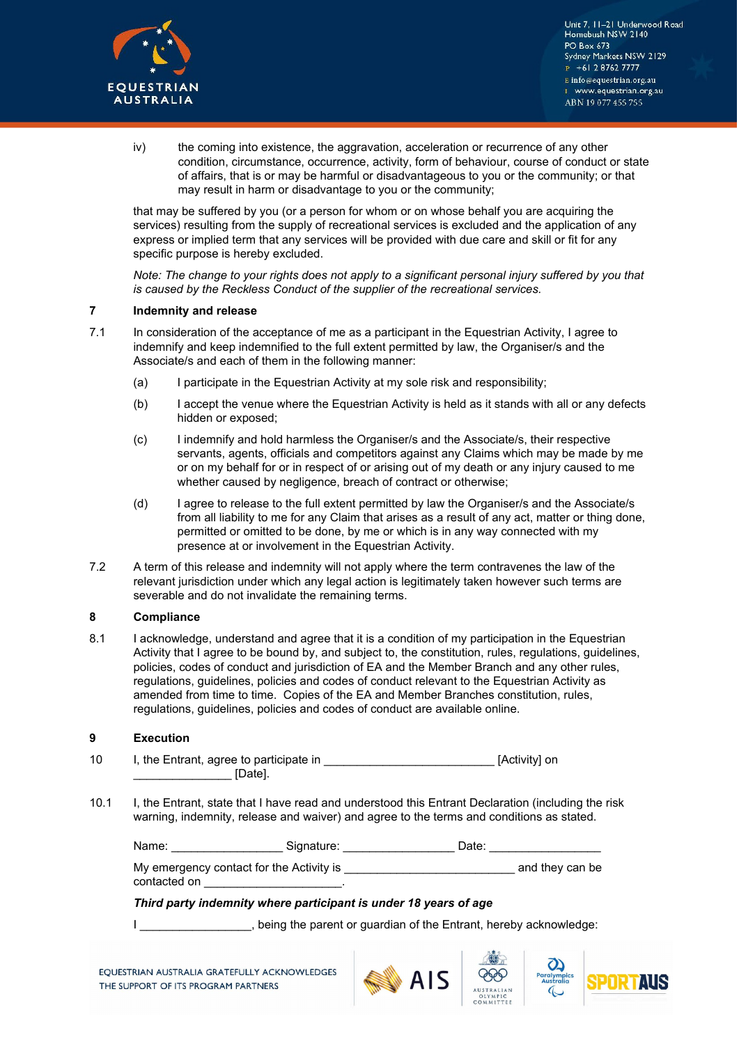iv) the coming into existence, the aggravation, acceleration or recurrence of any other condition, circumstance, occurrence, activity, form of behaviour, course of conduct or state of affairs, that is or may be harmful or disadvantageous to you or the community; or that may result in harm or disadvantage to you or the community;

that may be suffered by you (or a person for whom or on whose behalf you are acquiring the services) resulting from the supply of recreational services is excluded and the application of any express or implied term that any services will be provided with due care and skill or fit for any specific purpose is hereby excluded.

*Note: The change to your rights does not apply to a significant personal injury suffered by you that is caused by the Reckless Conduct of the supplier of the recreational services.*

## 7 Indemnity and release

7.1 In consideration of the acceptance of me as a participant in the Equestrian Activity, I agree to indemnify and keep indemnified to the full extent permitted by law, the Organiser/s and the Associate/s and each of them in the following manner:

(a) I participate in the Equestrian Activity at my sole risk and responsibility;

(b) I accept the venue where the Equestrian Activity is held as it stands with all or any defects hidden or exposed;

(c) I indemnify and hold harmless the Organiser/s and the Associate/s, their respective servants, agents, officials and competitors against any Claims which may be made by me or on my behalf for or in respect of or arising out of my death or any injury caused to me whether caused by negligence, breach of contract or otherwise;

(d) I agree to release to the full extent permitted by law the Organiser/s and the Associate/s from all liability to me for any Claim that arises as a result of any act, matter or thing done, permitted or omitted to be done, by me or which is in any way connected with my presence at or involvement in the Equestrian Activity.

7.2 A term of this release and indemnity will not apply where the term contravenes the law of the relevant jurisdiction under which any legal action is legitimately taken however such terms are severable and do not invalidate the remaining terms.

## 8 Compliance

8.1 I acknowledge, understand and agree that it is a condition of my participation in the Equestrian Activity that I agree to be bound by, and subject to, the constitution, rules, regulations, guidelines, policies, codes of conduct and jurisdiction of EA and the Member Branch and any other rules, regulations, guidelines, policies and codes of conduct relevant to the Equestrian Activity as amended from time to time. Copies of the EA and Member Branches constitution, rules, regulations, guidelines, policies and codes of conduct are available online.

## 9 Execution

10 I, the Entrant, agree to participate in _________________________ [Activity] on _______________ [Date].

10.1 I, the Entrant, state that I have read and understood this Entrant Declaration (including the risk warning, indemnity, release and waiver) and agree to the terms and conditions as stated.

Name: _________________ Signature: _________________ Date: _________________

My emergency contact for the Activity is __________________________ and they can be contacted on ______________________.

***Third party indemnity where participant is under 18 years of age***

I _________________, being the parent or guardian of the Entrant, hereby acknowledge: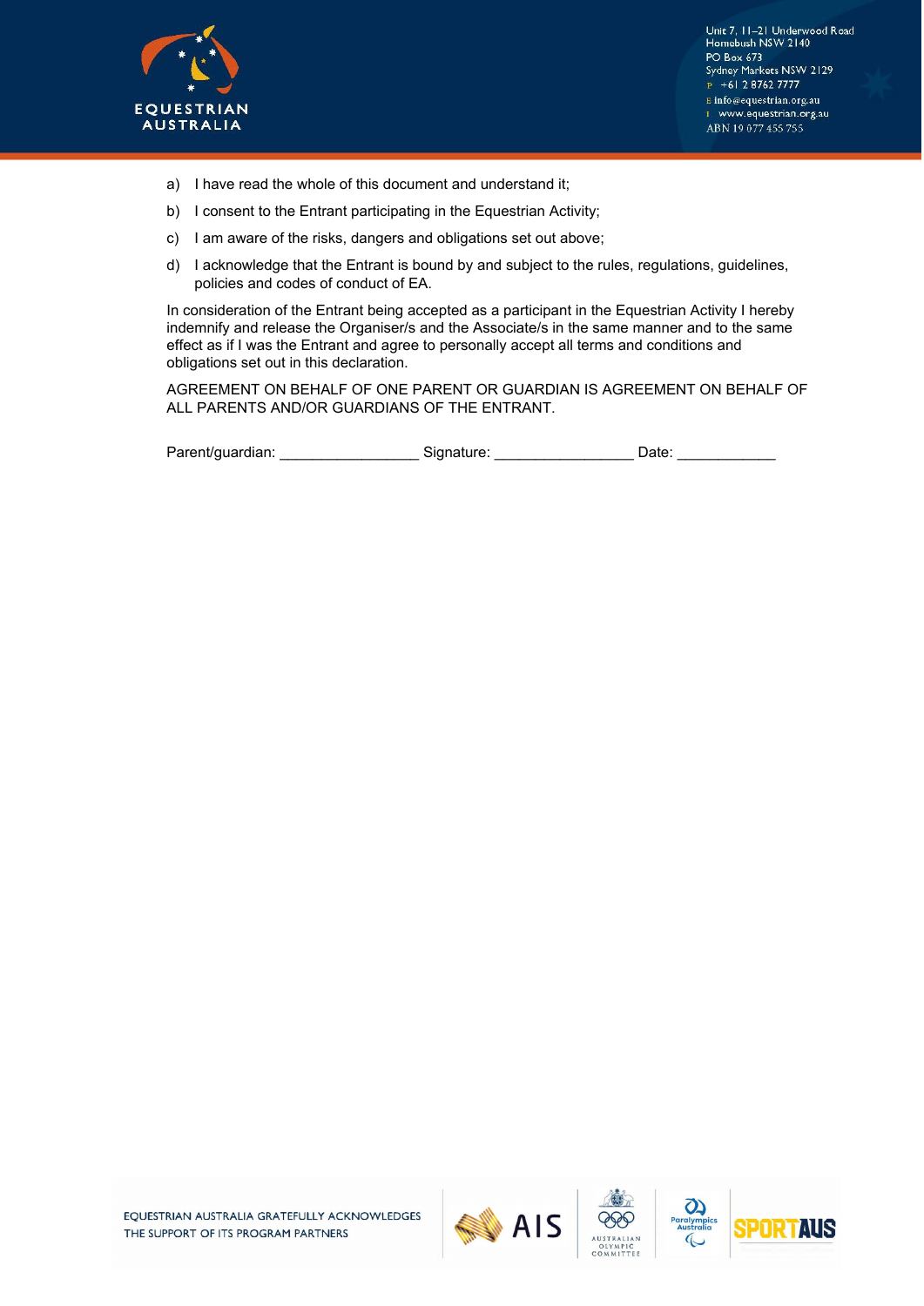a) I have read the whole of this document and understand it;

b) I consent to the Entrant participating in the Equestrian Activity;

c) I am aware of the risks, dangers and obligations set out above;

d) I acknowledge that the Entrant is bound by and subject to the rules, regulations, guidelines, policies and codes of conduct of EA.

In consideration of the Entrant being accepted as a participant in the Equestrian Activity I hereby indemnify and release the Organiser/s and the Associate/s in the same manner and to the same effect as if I was the Entrant and agree to personally accept all terms and conditions and obligations set out in this declaration.

AGREEMENT ON BEHALF OF ONE PARENT OR GUARDIAN IS AGREEMENT ON BEHALF OF ALL PARENTS AND/OR GUARDIANS OF THE ENTRANT.

Parent/guardian: _________________ Signature: _________________ Date: ____________